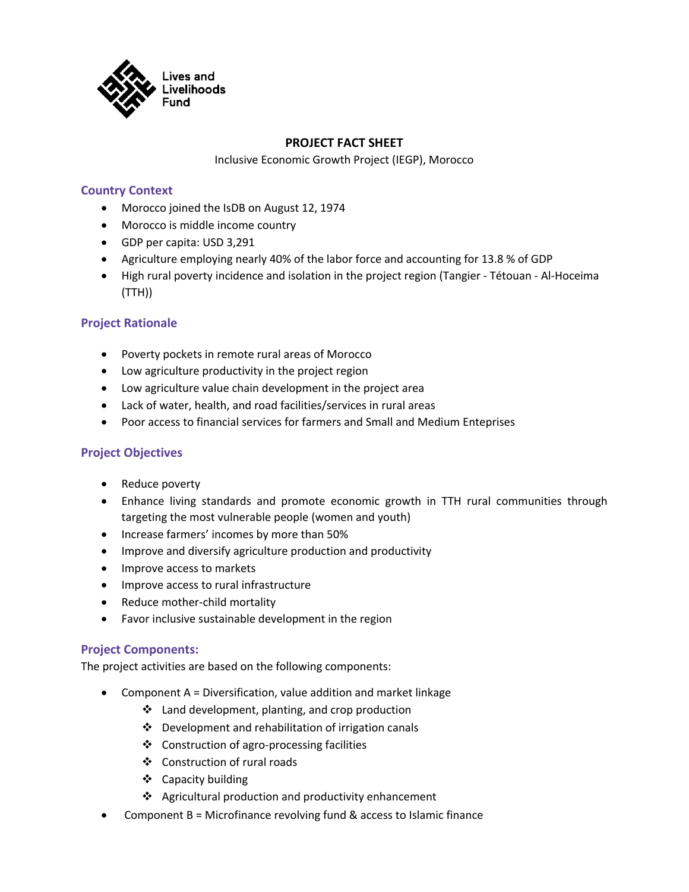Lives and Livelihoods Fund

**PROJECT FACT SHEET**

Inclusive Economic Growth Project (IEGP), Morocco

## Country Context

- Morocco joined the IsDB on August 12, 1974
- Morocco is middle income country
- GDP per capita: USD 3,291
- Agriculture employing nearly 40% of the labor force and accounting for 13.8 % of GDP
- High rural poverty incidence and isolation in the project region (Tangier - Tétouan - Al-Hoceima (TTH))

## Project Rationale

- Poverty pockets in remote rural areas of Morocco
- Low agriculture productivity in the project region
- Low agriculture value chain development in the project area
- Lack of water, health, and road facilities/services in rural areas
- Poor access to financial services for farmers and Small and Medium Enteprises

## Project Objectives

- Reduce poverty
- Enhance living standards and promote economic growth in TTH rural communities through targeting the most vulnerable people (women and youth)
- Increase farmers' incomes by more than 50%
- Improve and diversify agriculture production and productivity
- Improve access to markets
- Improve access to rural infrastructure
- Reduce mother-child mortality
- Favor inclusive sustainable development in the region

## Project Components:

The project activities are based on the following components:

- Component A = Diversification, value addition and market linkage
  - Land development, planting, and crop production
  - Development and rehabilitation of irrigation canals
  - Construction of agro-processing facilities
  - Construction of rural roads
  - Capacity building
  - Agricultural production and productivity enhancement
- Component B = Microfinance revolving fund & access to Islamic finance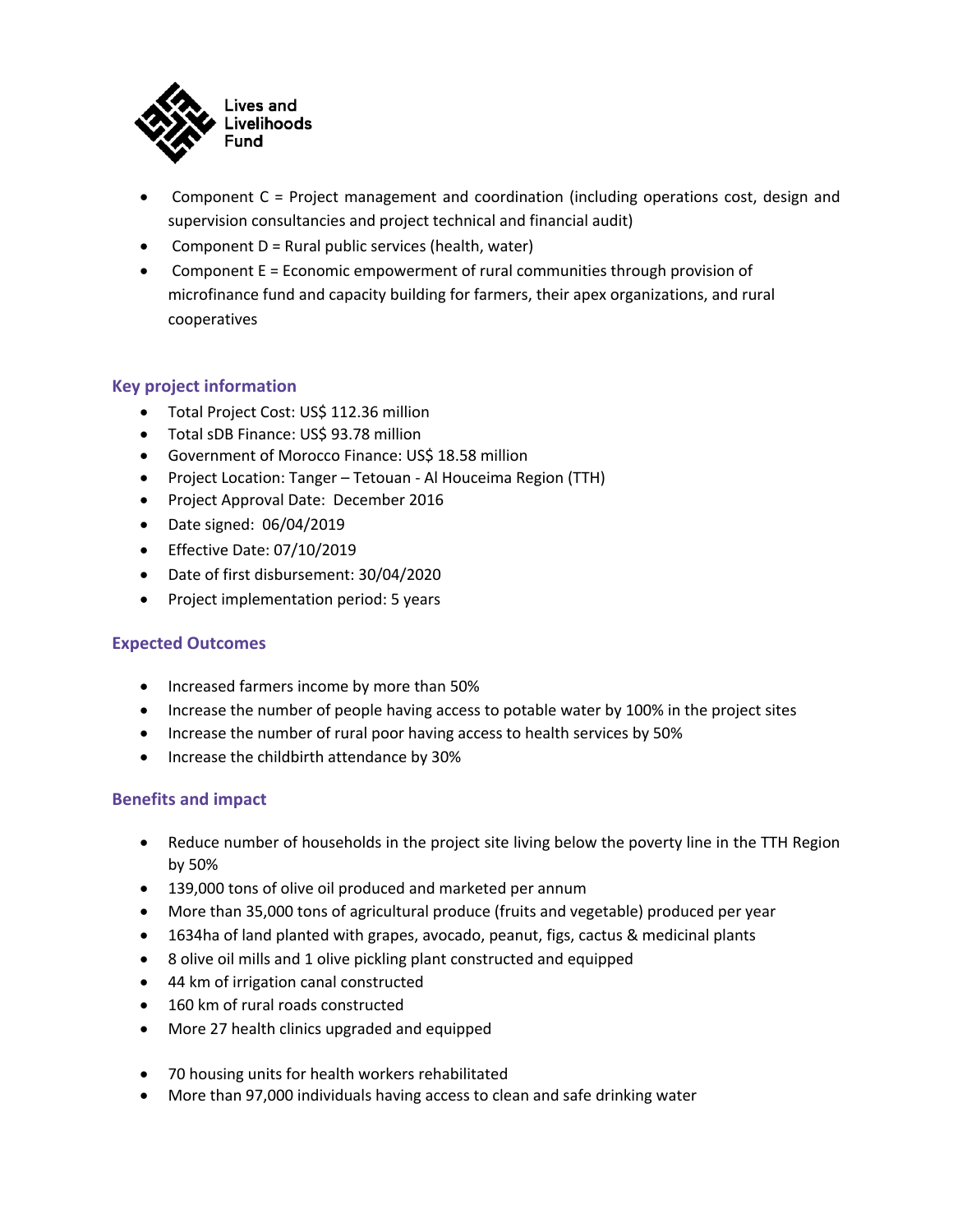- Component C = Project management and coordination (including operations cost, design and supervision consultancies and project technical and financial audit)
- Component D = Rural public services (health, water)
- Component E = Economic empowerment of rural communities through provision of microfinance fund and capacity building for farmers, their apex organizations, and rural cooperatives

## Key project information

- Total Project Cost: US$ 112.36 million
- Total sDB Finance: US$ 93.78 million
- Government of Morocco Finance: US$ 18.58 million
- Project Location: Tanger – Tetouan - Al Houceima Region (TTH)
- Project Approval Date: December 2016
- Date signed: 06/04/2019
- Effective Date: 07/10/2019
- Date of first disbursement: 30/04/2020
- Project implementation period: 5 years

## Expected Outcomes

- Increased farmers income by more than 50%
- Increase the number of people having access to potable water by 100% in the project sites
- Increase the number of rural poor having access to health services by 50%
- Increase the childbirth attendance by 30%

## Benefits and impact

- Reduce number of households in the project site living below the poverty line in the TTH Region by 50%
- 139,000 tons of olive oil produced and marketed per annum
- More than 35,000 tons of agricultural produce (fruits and vegetable) produced per year
- 1634ha of land planted with grapes, avocado, peanut, figs, cactus & medicinal plants
- 8 olive oil mills and 1 olive pickling plant constructed and equipped
- 44 km of irrigation canal constructed
- 160 km of rural roads constructed
- More 27 health clinics upgraded and equipped
- 70 housing units for health workers rehabilitated
- More than 97,000 individuals having access to clean and safe drinking water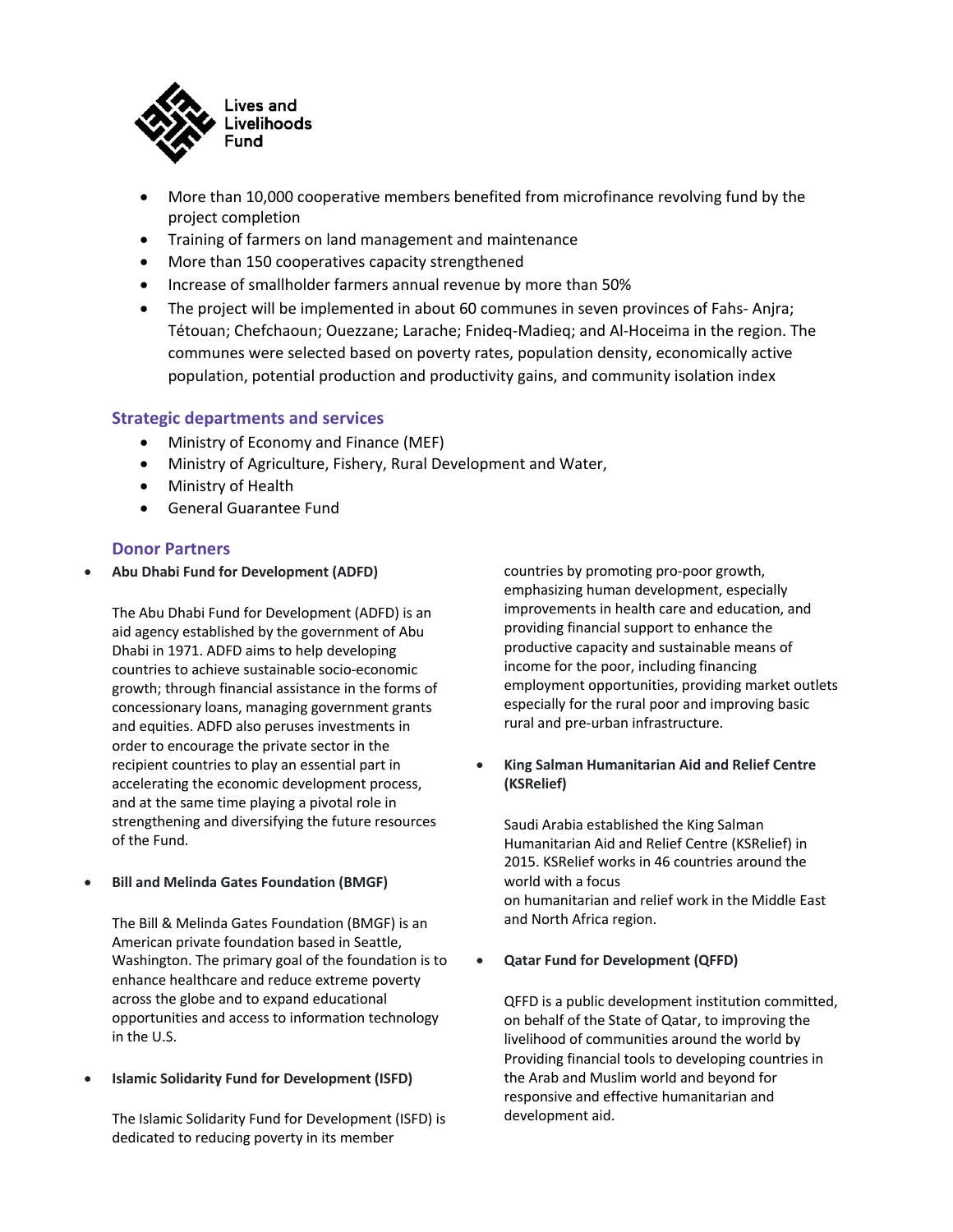- More than 10,000 cooperative members benefited from microfinance revolving fund by the project completion
- Training of farmers on land management and maintenance
- More than 150 cooperatives capacity strengthened
- Increase of smallholder farmers annual revenue by more than 50%
- The project will be implemented in about 60 communes in seven provinces of Fahs- Anjra; Tétouan; Chefchaoun; Ouezzane; Larache; Fnideq-Madieq; and Al-Hoceima in the region. The communes were selected based on poverty rates, population density, economically active population, potential production and productivity gains, and community isolation index

## Strategic departments and services

- Ministry of Economy and Finance (MEF)
- Ministry of Agriculture, Fishery, Rural Development and Water,
- Ministry of Health
- General Guarantee Fund

## Donor Partners

- **Abu Dhabi Fund for Development (ADFD)**

  The Abu Dhabi Fund for Development (ADFD) is an aid agency established by the government of Abu Dhabi in 1971. ADFD aims to help developing countries to achieve sustainable socio-economic growth; through financial assistance in the forms of concessionary loans, managing government grants and equities. ADFD also peruses investments in order to encourage the private sector in the recipient countries to play an essential part in accelerating the economic development process, and at the same time playing a pivotal role in strengthening and diversifying the future resources of the Fund.

- **Bill and Melinda Gates Foundation (BMGF)**

  The Bill & Melinda Gates Foundation (BMGF) is an American private foundation based in Seattle, Washington. The primary goal of the foundation is to enhance healthcare and reduce extreme poverty across the globe and to expand educational opportunities and access to information technology in the U.S.

- **Islamic Solidarity Fund for Development (ISFD)**

  The Islamic Solidarity Fund for Development (ISFD) is dedicated to reducing poverty in its member countries by promoting pro-poor growth, emphasizing human development, especially improvements in health care and education, and providing financial support to enhance the productive capacity and sustainable means of income for the poor, including financing employment opportunities, providing market outlets especially for the rural poor and improving basic rural and pre-urban infrastructure.

- **King Salman Humanitarian Aid and Relief Centre (KSRelief)**

  Saudi Arabia established the King Salman Humanitarian Aid and Relief Centre (KSRelief) in 2015. KSRelief works in 46 countries around the world with a focus on humanitarian and relief work in the Middle East and North Africa region.

- **Qatar Fund for Development (QFFD)**

  QFFD is a public development institution committed, on behalf of the State of Qatar, to improving the livelihood of communities around the world by Providing financial tools to developing countries in the Arab and Muslim world and beyond for responsive and effective humanitarian and development aid.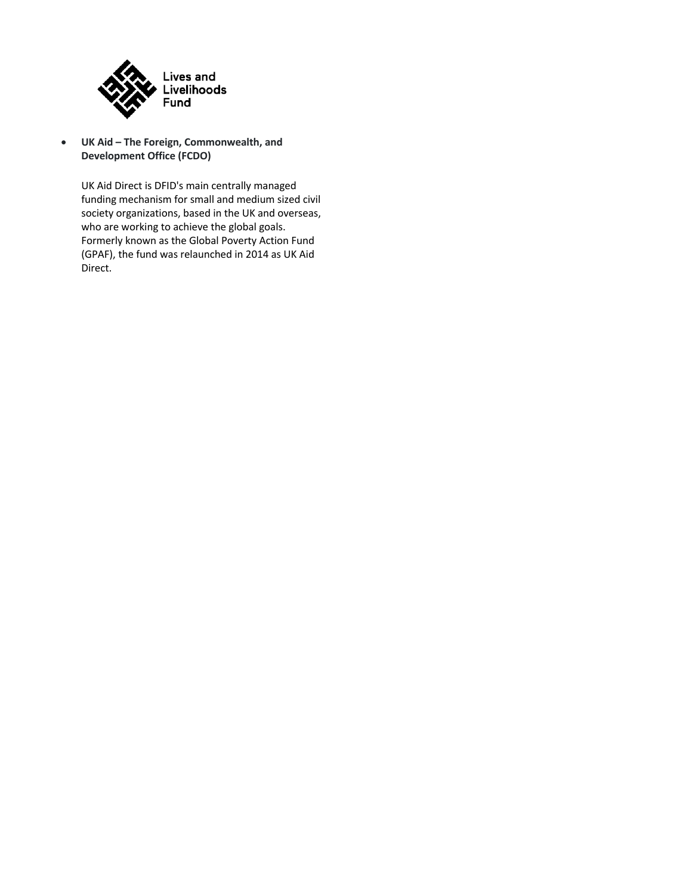Lives and Livelihoods Fund

- **UK Aid – The Foreign, Commonwealth, and Development Office (FCDO)**

  UK Aid Direct is DFID's main centrally managed funding mechanism for small and medium sized civil society organizations, based in the UK and overseas, who are working to achieve the global goals. Formerly known as the Global Poverty Action Fund (GPAF), the fund was relaunched in 2014 as UK Aid Direct.